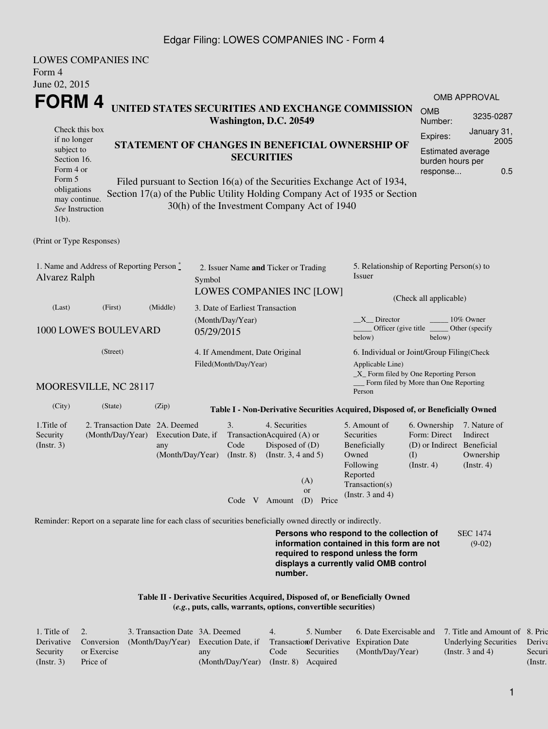LOWES COMPANIES INC
Form 4
June 02, 2015

# FORM 4

## UNITED STATES SECURITIES AND EXCHANGE COMMISSION
**Washington, D.C. 20549**

| OMB APPROVAL | |
|---|---|
| OMB Number: | 3235-0287 |
| Expires: | January 31, 2005 |
| Estimated average burden hours per response... | 0.5 |

Check this box if no longer subject to Section 16. Form 4 or Form 5 obligations may continue. *See* Instruction 1(b).

## STATEMENT OF CHANGES IN BENEFICIAL OWNERSHIP OF SECURITIES

Filed pursuant to Section 16(a) of the Securities Exchange Act of 1934, Section 17(a) of the Public Utility Holding Company Act of 1935 or Section 30(h) of the Investment Company Act of 1940

(Print or Type Responses)

1. Name and Address of Reporting Person *
Alvarez Ralph

(Last) (First) (Middle)

1000 LOWE'S BOULEVARD

(Street)

MOORESVILLE, NC 28117

(City) (State) (Zip)

2. Issuer Name **and** Ticker or Trading Symbol
LOWES COMPANIES INC [LOW]

3. Date of Earliest Transaction (Month/Day/Year)
05/29/2015

4. If Amendment, Date Original Filed(Month/Day/Year)

5. Relationship of Reporting Person(s) to Issuer

(Check all applicable)

\_\_X\_\_ Director \_\_\_\_\_ 10% Owner
\_\_\_\_\_ Officer (give title below) \_\_\_\_\_ Other (specify below)

6. Individual or Joint/Group Filing(Check Applicable Line)
\_X\_ Form filed by One Reporting Person
\_\_\_ Form filed by More than One Reporting Person

**Table I - Non-Derivative Securities Acquired, Disposed of, or Beneficially Owned**

| 1.Title of Security (Instr. 3) | 2. Transaction Date (Month/Day/Year) | 2A. Deemed Execution Date, if any (Month/Day/Year) | 3. Transaction Code (Instr. 8) | | 4. Securities Acquired (A) or Disposed of (D) (Instr. 3, 4 and 5) | | | 5. Amount of Securities Beneficially Owned Following Reported Transaction(s) (Instr. 3 and 4) | 6. Ownership Form: Direct (D) or Indirect (I) (Instr. 4) | 7. Nature of Indirect Beneficial Ownership (Instr. 4) |
|---|---|---|---|---|---|---|---|---|---|---|
| | | | Code | V | Amount | (A) or (D) | Price | | | |

Reminder: Report on a separate line for each class of securities beneficially owned directly or indirectly.

**Persons who respond to the collection of information contained in this form are not required to respond unless the form displays a currently valid OMB control number.**

SEC 1474 (9-02)

**Table II - Derivative Securities Acquired, Disposed of, or Beneficially Owned**
**(*e.g.*, puts, calls, warrants, options, convertible securities)**

| 1. Title of Derivative Security (Instr. 3) | 2. Conversion or Exercise Price of | 3. Transaction Date (Month/Day/Year) | 3A. Deemed Execution Date, if any (Month/Day/Year) | 4. Transaction Code (Instr. 8) | 5. Number of Derivative Securities Acquired | 6. Date Exercisable and Expiration Date (Month/Day/Year) | 7. Title and Amount of Underlying Securities (Instr. 3 and 4) | 8. Price of Derivative Security (Instr. |
|---|---|---|---|---|---|---|---|---|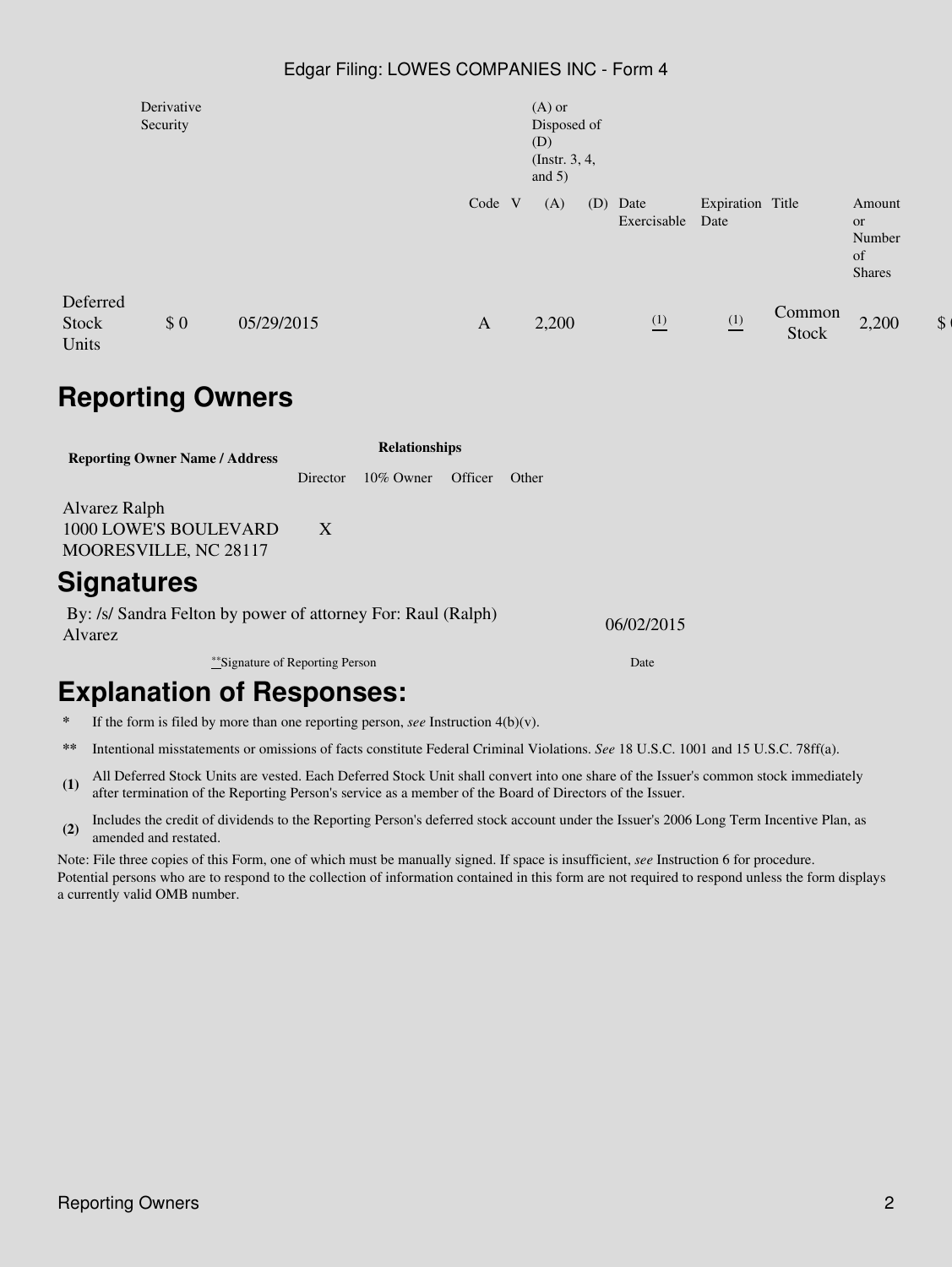| Derivative Security | | | | (A) or Disposed of (D) (Instr. 3, 4, and 5) | | | | | | | | |
|---|---|---|---|---|---|---|---|---|---|---|---|---|
| | | | Code | V | (A) | (D) | Date Exercisable | Expiration Date | Title | Amount or Number of Shares | |
| Deferred Stock Units | $ 0 | 05/29/2015 | A | | 2,200 | | (1) | (1) | Common Stock | 2,200 | $ ( |

## Reporting Owners

| Reporting Owner Name / Address | Relationships | | | |
|---|---|---|---|---|
| | Director | 10% Owner | Officer | Other |
| Alvarez Ralph<br>1000 LOWE'S BOULEVARD<br>MOORESVILLE, NC 28117 | X | | | |

## Signatures

| | |
|---|---|
| By: /s/ Sandra Felton by power of attorney For: Raul (Ralph) Alvarez | 06/02/2015 |
| **Signature of Reporting Person | Date |

## Explanation of Responses:

- \* If the form is filed by more than one reporting person, *see* Instruction 4(b)(v).
- ** Intentional misstatements or omissions of facts constitute Federal Criminal Violations. *See* 18 U.S.C. 1001 and 15 U.S.C. 78ff(a).
- **(1)** All Deferred Stock Units are vested. Each Deferred Stock Unit shall convert into one share of the Issuer's common stock immediately after termination of the Reporting Person's service as a member of the Board of Directors of the Issuer.
- **(2)** Includes the credit of dividends to the Reporting Person's deferred stock account under the Issuer's 2006 Long Term Incentive Plan, as amended and restated.

Note: File three copies of this Form, one of which must be manually signed. If space is insufficient, *see* Instruction 6 for procedure.
Potential persons who are to respond to the collection of information contained in this form are not required to respond unless the form displays a currently valid OMB number.